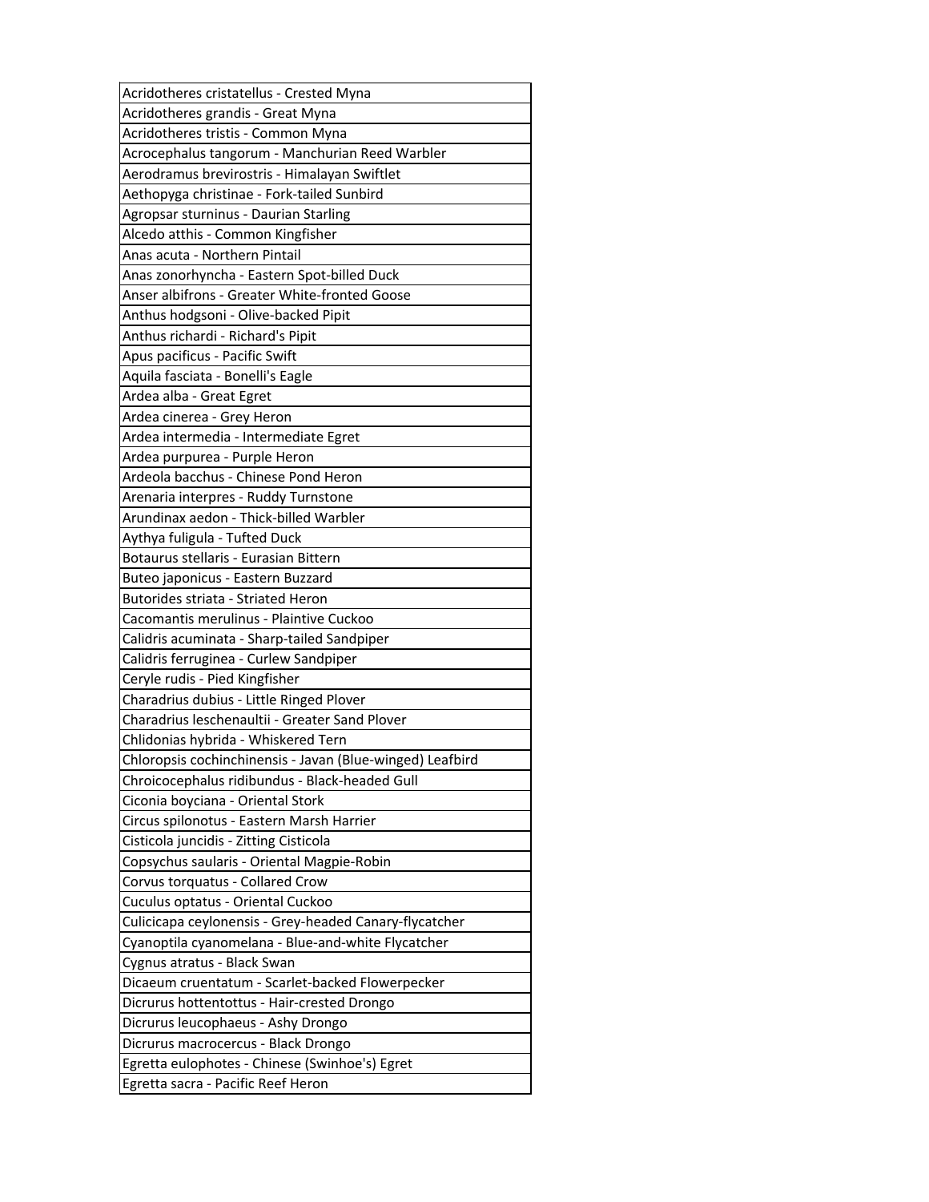| Acridotheres cristatellus - Crested Myna |
|---|
| Acridotheres grandis - Great Myna |
| Acridotheres tristis - Common Myna |
| Acrocephalus tangorum - Manchurian Reed Warbler |
| Aerodramus brevirostris - Himalayan Swiftlet |
| Aethopyga christinae - Fork-tailed Sunbird |
| Agropsar sturninus - Daurian Starling |
| Alcedo atthis - Common Kingfisher |
| Anas acuta - Northern Pintail |
| Anas zonorhyncha - Eastern Spot-billed Duck |
| Anser albifrons - Greater White-fronted Goose |
| Anthus hodgsoni - Olive-backed Pipit |
| Anthus richardi - Richard's Pipit |
| Apus pacificus - Pacific Swift |
| Aquila fasciata - Bonelli's Eagle |
| Ardea alba - Great Egret |
| Ardea cinerea - Grey Heron |
| Ardea intermedia - Intermediate Egret |
| Ardea purpurea - Purple Heron |
| Ardeola bacchus - Chinese Pond Heron |
| Arenaria interpres - Ruddy Turnstone |
| Arundinax aedon - Thick-billed Warbler |
| Aythya fuligula - Tufted Duck |
| Botaurus stellaris - Eurasian Bittern |
| Buteo japonicus - Eastern Buzzard |
| Butorides striata - Striated Heron |
| Cacomantis merulinus - Plaintive Cuckoo |
| Calidris acuminata - Sharp-tailed Sandpiper |
| Calidris ferruginea - Curlew Sandpiper |
| Ceryle rudis - Pied Kingfisher |
| Charadrius dubius - Little Ringed Plover |
| Charadrius leschenaultii - Greater Sand Plover |
| Chlidonias hybrida - Whiskered Tern |
| Chloropsis cochinchinensis - Javan (Blue-winged) Leafbird |
| Chroicocephalus ridibundus - Black-headed Gull |
| Ciconia boyciana - Oriental Stork |
| Circus spilonotus - Eastern Marsh Harrier |
| Cisticola juncidis - Zitting Cisticola |
| Copsychus saularis - Oriental Magpie-Robin |
| Corvus torquatus - Collared Crow |
| Cuculus optatus - Oriental Cuckoo |
| Culicicapa ceylonensis - Grey-headed Canary-flycatcher |
| Cyanoptila cyanomelana - Blue-and-white Flycatcher |
| Cygnus atratus - Black Swan |
| Dicaeum cruentatum - Scarlet-backed Flowerpecker |
| Dicrurus hottentottus - Hair-crested Drongo |
| Dicrurus leucophaeus - Ashy Drongo |
| Dicrurus macrocercus - Black Drongo |
| Egretta eulophotes - Chinese (Swinhoe's) Egret |
| Egretta sacra - Pacific Reef Heron |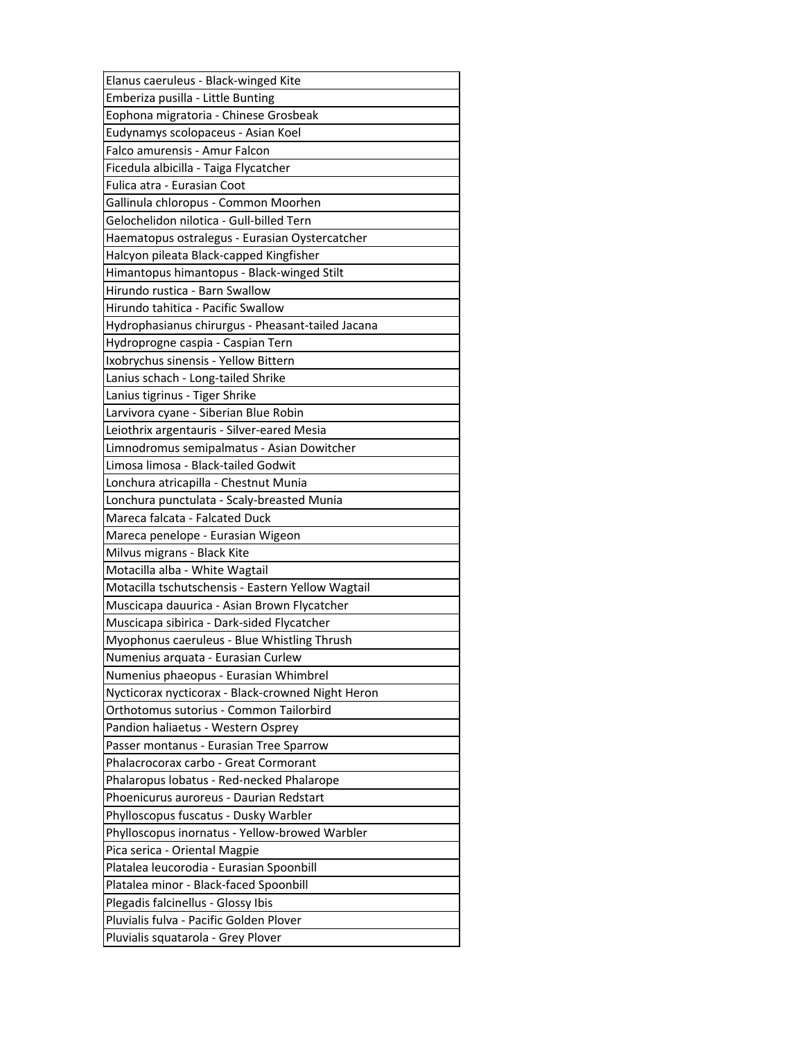| Elanus caeruleus - Black-winged Kite |
| --- |
| Emberiza pusilla - Little Bunting |
| Eophona migratoria - Chinese Grosbeak |
| Eudynamys scolopaceus - Asian Koel |
| Falco amurensis - Amur Falcon |
| Ficedula albicilla - Taiga Flycatcher |
| Fulica atra - Eurasian Coot |
| Gallinula chloropus - Common Moorhen |
| Gelochelidon nilotica - Gull-billed Tern |
| Haematopus ostralegus - Eurasian Oystercatcher |
| Halcyon pileata Black-capped Kingfisher |
| Himantopus himantopus - Black-winged Stilt |
| Hirundo rustica - Barn Swallow |
| Hirundo tahitica - Pacific Swallow |
| Hydrophasianus chirurgus - Pheasant-tailed Jacana |
| Hydroprogne caspia - Caspian Tern |
| Ixobrychus sinensis - Yellow Bittern |
| Lanius schach - Long-tailed Shrike |
| Lanius tigrinus - Tiger Shrike |
| Larvivora cyane - Siberian Blue Robin |
| Leiothrix argentauris - Silver-eared Mesia |
| Limnodromus semipalmatus - Asian Dowitcher |
| Limosa limosa - Black-tailed Godwit |
| Lonchura atricapilla - Chestnut Munia |
| Lonchura punctulata - Scaly-breasted Munia |
| Mareca falcata - Falcated Duck |
| Mareca penelope - Eurasian Wigeon |
| Milvus migrans - Black Kite |
| Motacilla alba - White Wagtail |
| Motacilla tschutschensis - Eastern Yellow Wagtail |
| Muscicapa dauurica - Asian Brown Flycatcher |
| Muscicapa sibirica - Dark-sided Flycatcher |
| Myophonus caeruleus - Blue Whistling Thrush |
| Numenius arquata - Eurasian Curlew |
| Numenius phaeopus - Eurasian Whimbrel |
| Nycticorax nycticorax - Black-crowned Night Heron |
| Orthotomus sutorius - Common Tailorbird |
| Pandion haliaetus - Western Osprey |
| Passer montanus - Eurasian Tree Sparrow |
| Phalacrocorax carbo - Great Cormorant |
| Phalaropus lobatus - Red-necked Phalarope |
| Phoenicurus auroreus - Daurian Redstart |
| Phylloscopus fuscatus - Dusky Warbler |
| Phylloscopus inornatus - Yellow-browed Warbler |
| Pica serica - Oriental Magpie |
| Platalea leucorodia - Eurasian Spoonbill |
| Platalea minor - Black-faced Spoonbill |
| Plegadis falcinellus - Glossy Ibis |
| Pluvialis fulva - Pacific Golden Plover |
| Pluvialis squatarola - Grey Plover |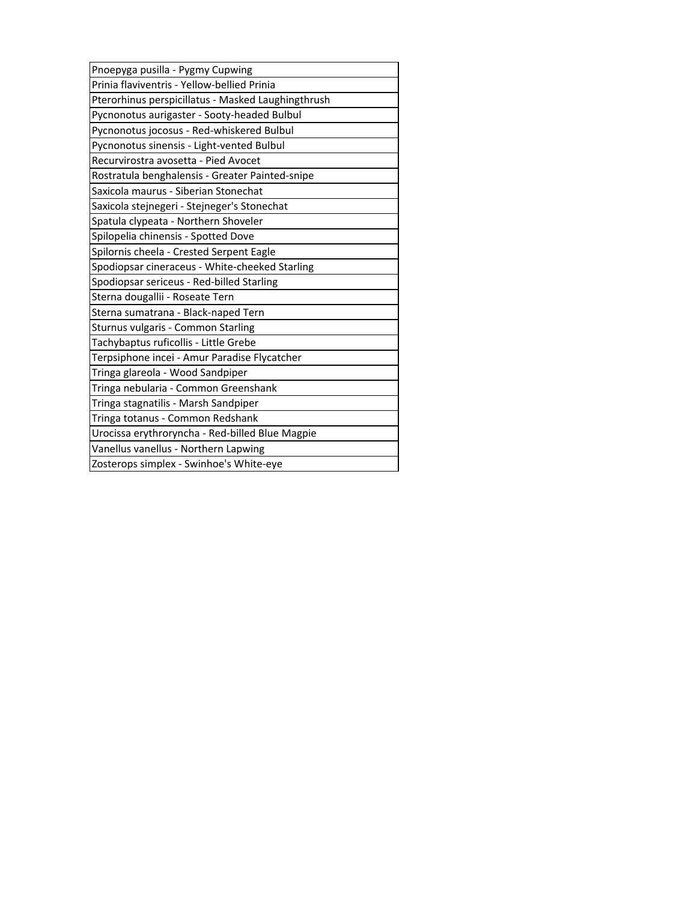| |
|---|
| Pnoepyga pusilla - Pygmy Cupwing |
| Prinia flaviventris - Yellow-bellied Prinia |
| Pterorhinus perspicillatus - Masked Laughingthrush |
| Pycnonotus aurigaster - Sooty-headed Bulbul |
| Pycnonotus jocosus - Red-whiskered Bulbul |
| Pycnonotus sinensis - Light-vented Bulbul |
| Recurvirostra avosetta - Pied Avocet |
| Rostratula benghalensis - Greater Painted-snipe |
| Saxicola maurus - Siberian Stonechat |
| Saxicola stejnegeri - Stejneger's Stonechat |
| Spatula clypeata - Northern Shoveler |
| Spilopelia chinensis - Spotted Dove |
| Spilornis cheela - Crested Serpent Eagle |
| Spodiopsar cineraceus - White-cheeked Starling |
| Spodiopsar sericeus - Red-billed Starling |
| Sterna dougallii - Roseate Tern |
| Sterna sumatrana - Black-naped Tern |
| Sturnus vulgaris - Common Starling |
| Tachybaptus ruficollis - Little Grebe |
| Terpsiphone incei - Amur Paradise Flycatcher |
| Tringa glareola - Wood Sandpiper |
| Tringa nebularia - Common Greenshank |
| Tringa stagnatilis - Marsh Sandpiper |
| Tringa totanus - Common Redshank |
| Urocissa erythroryncha - Red-billed Blue Magpie |
| Vanellus vanellus - Northern Lapwing |
| Zosterops simplex - Swinhoe's White-eye |